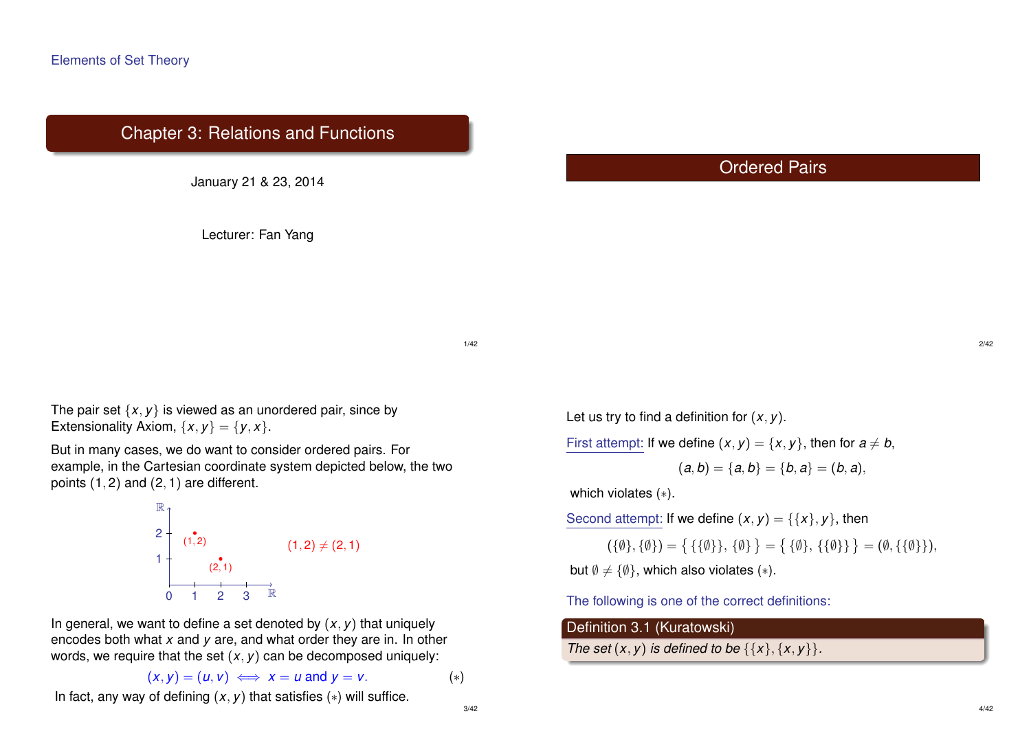Elements of Set Theory

# Chapter 3: Relations and Functions

January 21 & 23, 2014

Lecturer: Fan Yang

## Ordered Pairs

The pair set $\{x, y\}$ is viewed as an unordered pair, since by Extensionality Axiom, $\{x, y\} = \{y, x\}$.

But in many cases, we do want to consider ordered pairs. For example, in the Cartesian coordinate system depicted below, the two points $(1, 2)$ and $(2, 1)$ are different.

$(1, 2) \neq (2, 1)$

In general, we want to define a set denoted by $(x, y)$ that uniquely encodes both what $x$ and $y$ are, and what order they are in. In other words, we require that the set $(x, y)$ can be decomposed uniquely:

$$(x, y) = (u, v) \iff x = u \text{ and } y = v. \qquad (*)$$

In fact, any way of defining $(x, y)$ that satisfies $(*)$ will suffice.

Let us try to find a definition for $(x, y)$.

First attempt: If we define $(x, y) = \{x, y\}$, then for $a \neq b$,

$$(a, b) = \{a, b\} = \{b, a\} = (b, a),$$

which violates $(*)$.

Second attempt: If we define $(x, y) = \{\{x\}, y\}$, then

$$(\{\emptyset\}, \{\emptyset\}) = \{\{\{\emptyset\}\}, \{\emptyset\}\} = \{\{\emptyset\}, \{\{\emptyset\}\}\} = (\emptyset, \{\{\emptyset\}\}),$$

but $\emptyset \neq \{\emptyset\}$, which also violates $(*)$.

The following is one of the correct definitions:

**Definition 3.1 (Kuratowski)**

*The set $(x, y)$ is defined to be $\{\{x\}, \{x, y\}\}$.*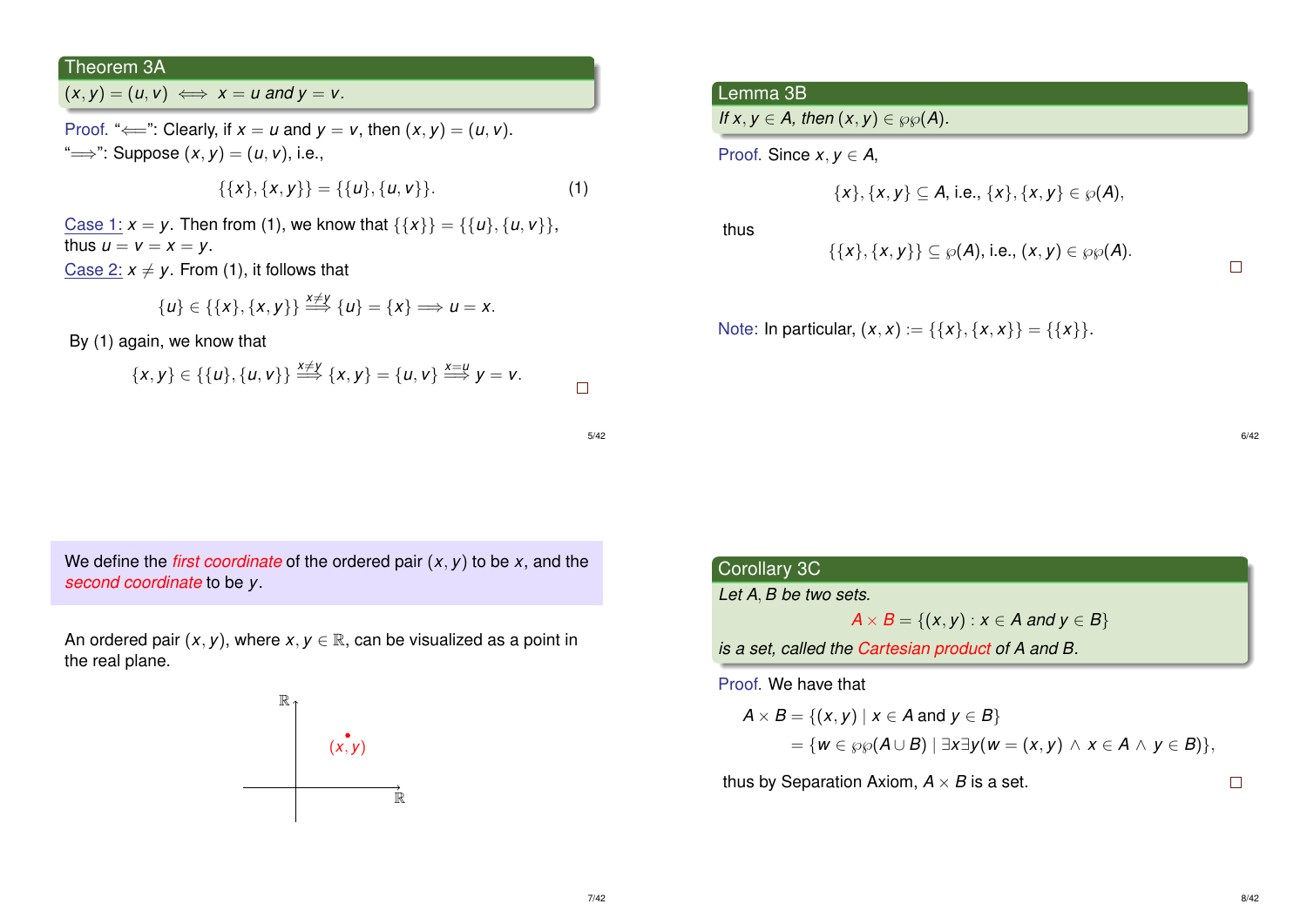## Theorem 3A

$(x, y) = (u, v) \iff x = u$ and $y = v$.

Proof. "$\Longleftarrow$": Clearly, if $x = u$ and $y = v$, then $(x, y) = (u, v)$.
"$\Longrightarrow$": Suppose $(x, y) = (u, v)$, i.e.,

$$\{\{x\}, \{x, y\}\} = \{\{u\}, \{u, v\}\}. \tag{1}$$

Case 1: $x = y$. Then from (1), we know that $\{\{x\}\} = \{\{u\}, \{u, v\}\}$, thus $u = v = x = y$.

Case 2: $x \neq y$. From (1), it follows that

$$\{u\} \in \{\{x\}, \{x, y\}\} \overset{x \neq y}{\Longrightarrow} \{u\} = \{x\} \Longrightarrow u = x.$$

By (1) again, we know that

$$\{x, y\} \in \{\{u\}, \{u, v\}\} \overset{x \neq y}{\Longrightarrow} \{x, y\} = \{u, v\} \overset{x = u}{\Longrightarrow} y = v.$$

□

## Lemma 3B

*If $x, y \in A$, then $(x, y) \in \wp\wp(A)$.*

Proof. Since $x, y \in A$,

$$\{x\}, \{x, y\} \subseteq A, \text{ i.e., } \{x\}, \{x, y\} \in \wp(A),$$

thus

$$\{\{x\}, \{x, y\}\} \subseteq \wp(A), \text{ i.e., } (x, y) \in \wp\wp(A).$$

□

Note: In particular, $(x, x) := \{\{x\}, \{x, x\}\} = \{\{x\}\}$.

We define the *first coordinate* of the ordered pair $(x, y)$ to be $x$, and the *second coordinate* to be $y$.

An ordered pair $(x, y)$, where $x, y \in \mathbb{R}$, can be visualized as a point in the real plane.

## Corollary 3C

*Let $A, B$ be two sets.*

$$A \times B = \{(x, y) : x \in A \text{ and } y \in B\}$$

*is a set, called the Cartesian product of $A$ and $B$.*

Proof. We have that

$$\begin{aligned} A \times B &= \{(x, y) \mid x \in A \text{ and } y \in B\} \\ &= \{w \in \wp\wp(A \cup B) \mid \exists x \exists y (w = (x, y) \wedge x \in A \wedge y \in B)\}, \end{aligned}$$

thus by Separation Axiom, $A \times B$ is a set. □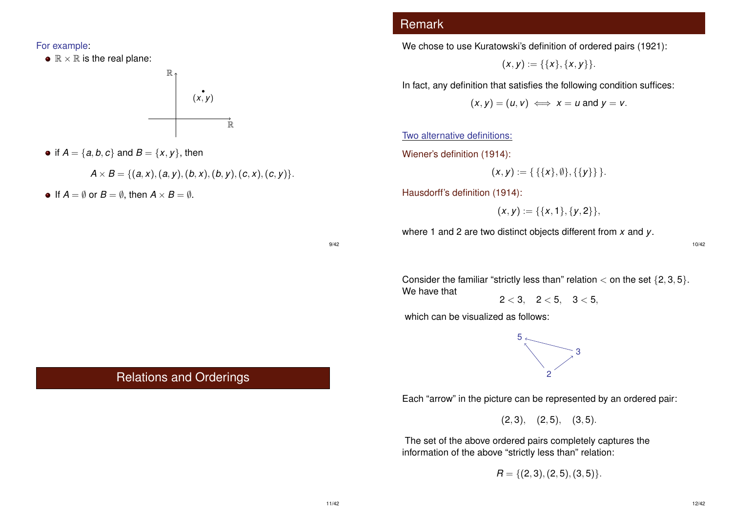For example:

- $\mathbb{R} \times \mathbb{R}$ is the real plane:

- if $A = \{a, b, c\}$ and $B = \{x, y\}$, then

$$A \times B = \{(a, x), (a, y), (b, x), (b, y), (c, x), (c, y)\}.$$

- If $A = \emptyset$ or $B = \emptyset$, then $A \times B = \emptyset$.

## Remark

We chose to use Kuratowski's definition of ordered pairs (1921):

$$(x, y) := \{\{x\}, \{x, y\}\}.$$

In fact, any definition that satisfies the following condition suffices:

$$(x, y) = (u, v) \iff x = u \text{ and } y = v.$$

Two alternative definitions:

Wiener's definition (1914):

$$(x, y) := \{\,\{\{x\}, \emptyset\}, \{\{y\}\}\,\}.$$

Hausdorff's definition (1914):

$$(x, y) := \{\{x, 1\}, \{y, 2\}\},$$

where 1 and 2 are two distinct objects different from $x$ and $y$.

# Relations and Orderings

Consider the familiar "strictly less than" relation $<$ on the set $\{2, 3, 5\}$. We have that

$$2 < 3, \quad 2 < 5, \quad 3 < 5,$$

which can be visualized as follows:

Each "arrow" in the picture can be represented by an ordered pair:

$$(2, 3), \quad (2, 5), \quad (3, 5).$$

The set of the above ordered pairs completely captures the information of the above "strictly less than" relation:

$$R = \{(2, 3), (2, 5), (3, 5)\}.$$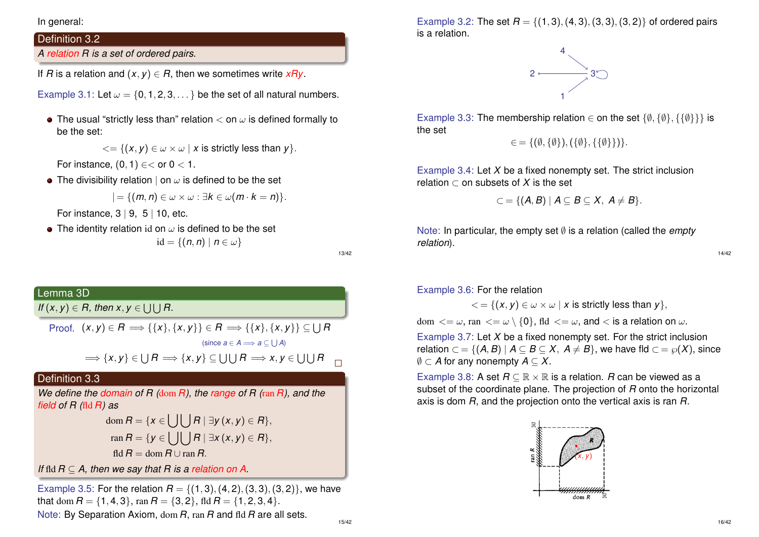In general:

**Definition 3.2**

*A relation R is a set of ordered pairs.*

If $R$ is a relation and $(x, y) \in R$, then we sometimes write $xRy$.

Example 3.1: Let $\omega = \{0, 1, 2, 3, \dots\}$ be the set of all natural numbers.

- The usual "strictly less than" relation $<$ on $\omega$ is defined formally to be the set:

$$<= \{(x, y) \in \omega \times \omega \mid x \text{ is strictly less than } y\}.$$

  For instance, $(0, 1) \in <$ or $0 < 1$.

- The divisibility relation $|$ on $\omega$ is defined to be the set

$$| = \{(m, n) \in \omega \times \omega : \exists k \in \omega (m \cdot k = n)\}.$$

  For instance, $3 \mid 9$, $5 \mid 10$, etc.

- The identity relation $\mathrm{id}$ on $\omega$ is defined to be the set

$$\mathrm{id} = \{(n, n) \mid n \in \omega\}$$

Example 3.2: The set $R = \{(1, 3), (4, 3), (3, 3), (3, 2)\}$ of ordered pairs is a relation.

Example 3.3: The membership relation $\in$ on the set $\{\emptyset, \{\emptyset\}, \{\{\emptyset\}\}\}$ is the set

$$\in = \{(\emptyset, \{\emptyset\}), (\{\emptyset\}, \{\{\emptyset\}\})\}.$$

Example 3.4: Let $X$ be a fixed nonempty set. The strict inclusion relation $\subset$ on subsets of $X$ is the set

$$\subset = \{(A, B) \mid A \subseteq B \subseteq X, \; A \neq B\}.$$

Note: In particular, the empty set $\emptyset$ is a relation (called the *empty relation*).

**Lemma 3D**

*If $(x, y) \in R$, then $x, y \in \bigcup\bigcup R$.*

Proof. $(x, y) \in R \implies \{\{x\}, \{x, y\}\} \in R \implies \{\{x\}, \{x, y\}\} \subseteq \bigcup R$

(since $a \in A \implies a \subseteq \bigcup A$)

$$\implies \{x, y\} \in \bigcup R \implies \{x, y\} \subseteq \bigcup\bigcup R \implies x, y \in \bigcup\bigcup R \qquad \square$$

**Definition 3.3**

*We define the domain of R ($\mathrm{dom}\, R$), the range of R ($\mathrm{ran}\, R$), and the field of R ($\mathrm{fld}\, R$) as*

$$\mathrm{dom}\, R = \{x \in \bigcup\bigcup R \mid \exists y\, (x, y) \in R\},$$

$$\mathrm{ran}\, R = \{y \in \bigcup\bigcup R \mid \exists x\, (x, y) \in R\},$$

$$\mathrm{fld}\, R = \mathrm{dom}\, R \cup \mathrm{ran}\, R.$$

*If $\mathrm{fld}\, R \subseteq A$, then we say that R is a relation on A.*

Example 3.5: For the relation $R = \{(1, 3), (4, 2), (3, 3), (3, 2)\}$, we have that $\mathrm{dom}\, R = \{1, 4, 3\}$, $\mathrm{ran}\, R = \{3, 2\}$, $\mathrm{fld}\, R = \{1, 2, 3, 4\}$.

Note: By Separation Axiom, $\mathrm{dom}\, R$, $\mathrm{ran}\, R$ and $\mathrm{fld}\, R$ are all sets.

Example 3.6: For the relation

$$< = \{(x, y) \in \omega \times \omega \mid x \text{ is strictly less than } y\},$$

$\mathrm{dom} <= \omega$, $\mathrm{ran} <= \omega \setminus \{0\}$, $\mathrm{fld} <= \omega$, and $<$ is a relation on $\omega$.

Example 3.7: Let $X$ be a fixed nonempty set. For the strict inclusion relation $\subset = \{(A, B) \mid A \subseteq B \subseteq X, \; A \neq B\}$, we have $\mathrm{fld} \subset = \wp(X)$, since $\emptyset \subset A$ for any nonempty $A \subseteq X$.

Example 3.8: A set $R \subseteq \mathbb{R} \times \mathbb{R}$ is a relation. $R$ can be viewed as a subset of the coordinate plane. The projection of $R$ onto the horizontal axis is dom $R$, and the projection onto the vertical axis is ran $R$.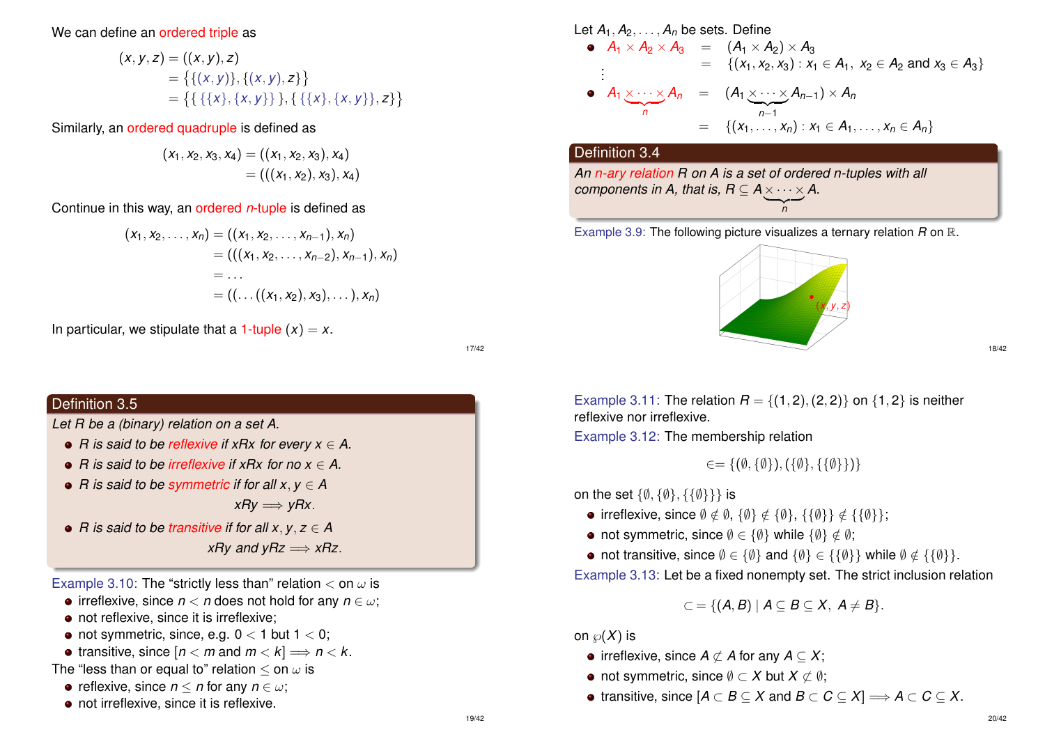We can define an ordered triple as

$$
\begin{aligned}
(x, y, z) &= ((x, y), z) \\
&= \{\{(x, y)\}, \{(x, y), z\}\} \\
&= \{\{\{\{x\}, \{x, y\}\}\}, \{\{\{x\}, \{x, y\}\}, z\}\}
\end{aligned}
$$

Similarly, an ordered quadruple is defined as

$$
\begin{aligned}
(x_1, x_2, x_3, x_4) &= ((x_1, x_2, x_3), x_4) \\
&= (((x_1, x_2), x_3), x_4)
\end{aligned}
$$

Continue in this way, an ordered $n$-tuple is defined as

$$
\begin{aligned}
(x_1, x_2, \ldots, x_n) &= ((x_1, x_2, \ldots, x_{n-1}), x_n) \\
&= (((x_1, x_2, \ldots, x_{n-2}), x_{n-1}), x_n) \\
&= \ldots \\
&= ((\ldots((x_1, x_2), x_3), \ldots), x_n)
\end{aligned}
$$

In particular, we stipulate that a 1-tuple $(x) = x$.

Let $A_1, A_2, \ldots, A_n$ be sets. Define

- $A_1 \times A_2 \times A_3 = (A_1 \times A_2) \times A_3 = \{(x_1, x_2, x_3) : x_1 \in A_1,\ x_2 \in A_2 \text{ and } x_3 \in A_3\}$

  ⋮

- $A_1 \underbrace{\times \cdots \times}_{n} A_n = (A_1 \underbrace{\times \cdots \times}_{n-1} A_{n-1}) \times A_n = \{(x_1, \ldots, x_n) : x_1 \in A_1, \ldots, x_n \in A_n\}$

**Definition 3.4**

*An $n$-ary relation $R$ on $A$ is a set of ordered $n$-tuples with all components in $A$, that is, $R \subseteq A \underbrace{\times \cdots \times}_{n} A$.*

Example 3.9: The following picture visualizes a ternary relation $R$ on $\mathbb{R}$.

$(x, y, z)$

**Definition 3.5**

*Let $R$ be a (binary) relation on a set $A$.*

- *$R$ is said to be reflexive if $xRx$ for every $x \in A$.*
- *$R$ is said to be irreflexive if $xRx$ for no $x \in A$.*
- *$R$ is said to be symmetric if for all $x, y \in A$*
  $$xRy \implies yRx.$$
- *$R$ is said to be transitive if for all $x, y, z \in A$*
  $$xRy \text{ and } yRz \implies xRz.$$

Example 3.10: The "strictly less than" relation $<$ on $\omega$ is

- irreflexive, since $n < n$ does not hold for any $n \in \omega$;
- not reflexive, since it is irreflexive;
- not symmetric, since, e.g. $0 < 1$ but $1 \not< 0$;
- transitive, since $[n < m \text{ and } m < k] \implies n < k$.

The "less than or equal to" relation $\leq$ on $\omega$ is

- reflexive, since $n \leq n$ for any $n \in \omega$;
- not irreflexive, since it is reflexive.

Example 3.11: The relation $R = \{(1, 2), (2, 2)\}$ on $\{1, 2\}$ is neither reflexive nor irreflexive.

Example 3.12: The membership relation

$$\in = \{(\emptyset, \{\emptyset\}), (\{\emptyset\}, \{\{\emptyset\}\})\}$$

on the set $\{\emptyset, \{\emptyset\}, \{\{\emptyset\}\}\}$ is

- irreflexive, since $\emptyset \notin \emptyset$, $\{\emptyset\} \notin \{\emptyset\}$, $\{\{\emptyset\}\} \notin \{\{\emptyset\}\}$;
- not symmetric, since $\emptyset \in \{\emptyset\}$ while $\{\emptyset\} \notin \emptyset$;
- not transitive, since $\emptyset \in \{\emptyset\}$ and $\{\emptyset\} \in \{\{\emptyset\}\}$ while $\emptyset \notin \{\{\emptyset\}\}$.

Example 3.13: Let be a fixed nonempty set. The strict inclusion relation

$$\subset = \{(A, B) \mid A \subseteq B \subseteq X,\ A \neq B\}.$$

on $\wp(X)$ is

- irreflexive, since $A \not\subset A$ for any $A \subseteq X$;
- not symmetric, since $\emptyset \subset X$ but $X \not\subset \emptyset$;
- transitive, since $[A \subset B \subseteq X \text{ and } B \subset C \subseteq X] \implies A \subset C \subseteq X$.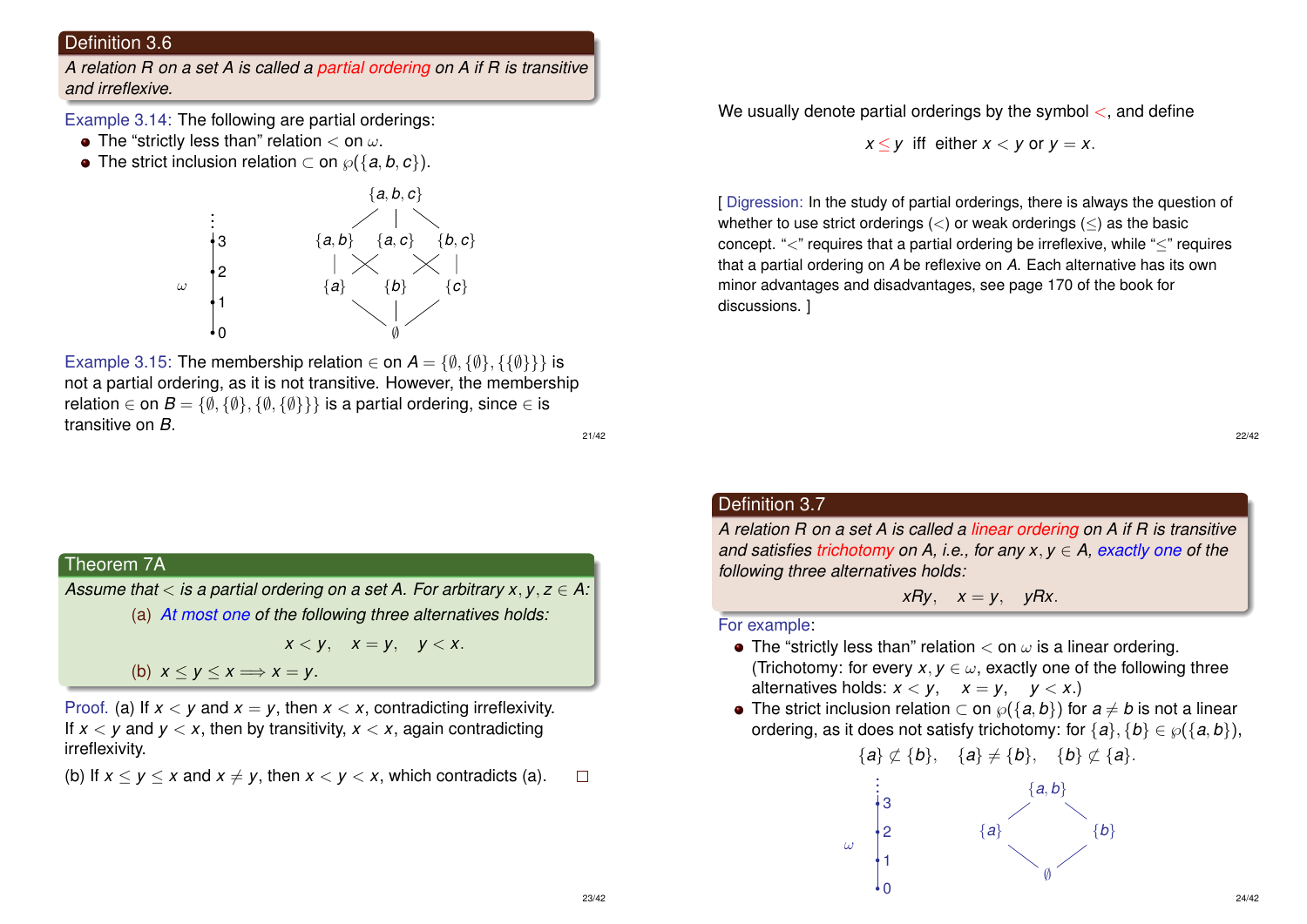## Definition 3.6

*A relation R on a set A is called a partial ordering on A if R is transitive and irreflexive.*

Example 3.14: The following are partial orderings:

- The "strictly less than" relation $<$ on $\omega$.
- The strict inclusion relation $\subset$ on $\wp(\{a, b, c\})$.

Example 3.15: The membership relation $\in$ on $A = \{\emptyset, \{\emptyset\}, \{\{\emptyset\}\}\}$ is not a partial ordering, as it is not transitive. However, the membership relation $\in$ on $B = \{\emptyset, \{\emptyset\}, \{\emptyset, \{\emptyset\}\}\}$ is a partial ordering, since $\in$ is transitive on $B$.

We usually denote partial orderings by the symbol $<$, and define

$$x \leq y \text{ iff either } x < y \text{ or } y = x.$$

[ Digression: In the study of partial orderings, there is always the question of whether to use strict orderings ($<$) or weak orderings ($\leq$) as the basic concept. "$<$" requires that a partial ordering be irreflexive, while "$\leq$" requires that a partial ordering on $A$ be reflexive on $A$. Each alternative has its own minor advantages and disadvantages, see page 170 of the book for discussions. ]

## Theorem 7A

*Assume that $<$ is a partial ordering on a set A. For arbitrary $x, y, z \in A$:*

(a) *At most one of the following three alternatives holds:*

$$x < y, \quad x = y, \quad y < x.$$

(b) $x \leq y \leq x \Longrightarrow x = y$.

Proof. (a) If $x < y$ and $x = y$, then $x < x$, contradicting irreflexivity. If $x < y$ and $y < x$, then by transitivity, $x < x$, again contradicting irreflexivity.

(b) If $x \leq y \leq x$ and $x \neq y$, then $x < y < x$, which contradicts (a). □

## Definition 3.7

*A relation R on a set A is called a linear ordering on A if R is transitive and satisfies trichotomy on A, i.e., for any $x, y \in A$, exactly one of the following three alternatives holds:*

$$xRy, \quad x = y, \quad yRx.$$

For example:

- The "strictly less than" relation $<$ on $\omega$ is a linear ordering. (Trichotomy: for every $x, y \in \omega$, exactly one of the following three alternatives holds: $x < y$, $x = y$, $y < x$.)
- The strict inclusion relation $\subset$ on $\wp(\{a, b\})$ for $a \neq b$ is not a linear ordering, as it does not satisfy trichotomy: for $\{a\}, \{b\} \in \wp(\{a, b\})$,

$$\{a\} \not\subset \{b\}, \quad \{a\} \neq \{b\}, \quad \{b\} \not\subset \{a\}.$$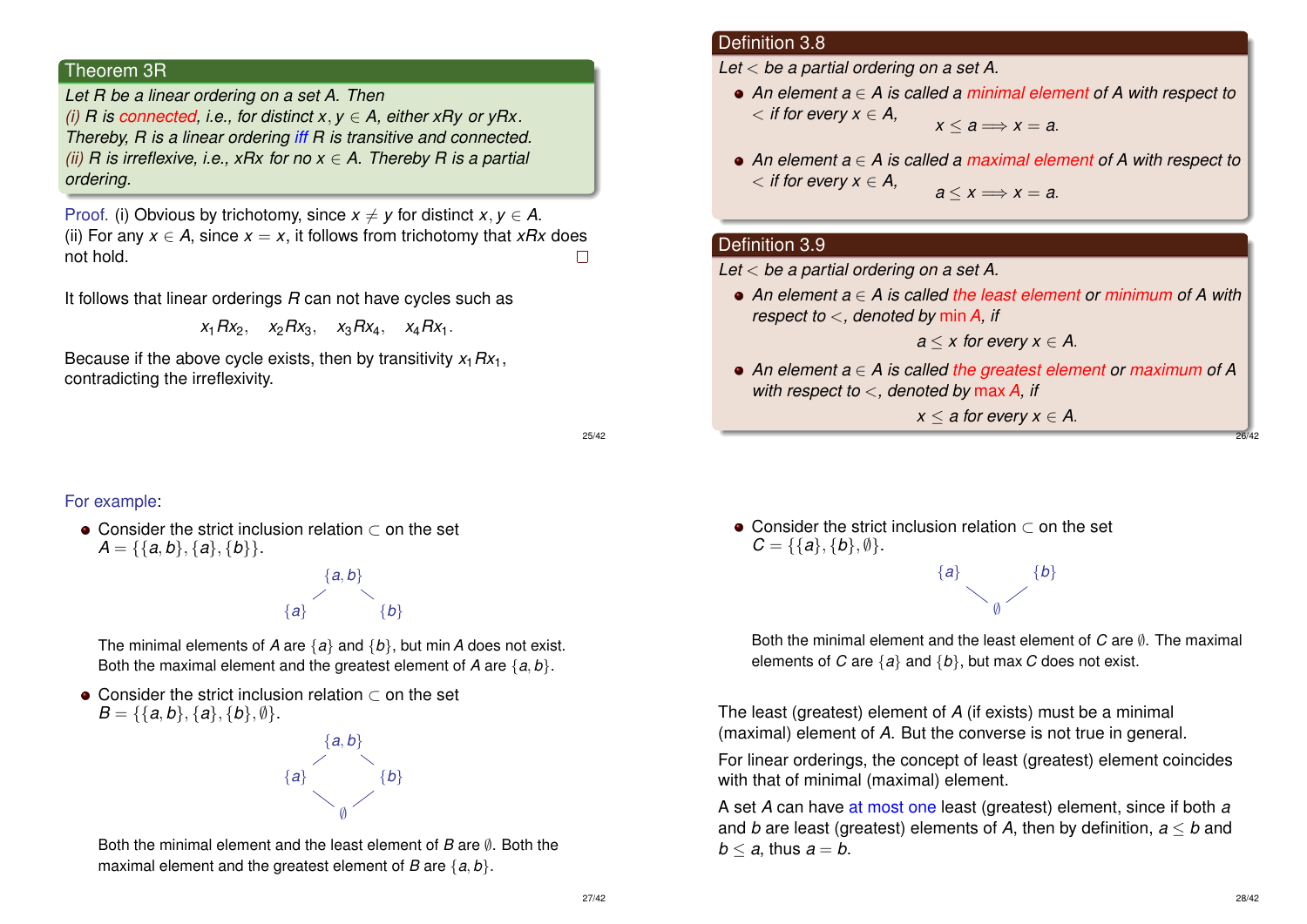### Theorem 3R

*Let $R$ be a linear ordering on a set $A$. Then*
*(i) $R$ is connected, i.e., for distinct $x, y \in A$, either $xRy$ or $yRx$. Thereby, $R$ is a linear ordering iff $R$ is transitive and connected.*
*(ii) $R$ is irreflexive, i.e., $xRx$ for no $x \in A$. Thereby $R$ is a partial ordering.*

Proof. (i) Obvious by trichotomy, since $x \neq y$ for distinct $x, y \in A$.
(ii) For any $x \in A$, since $x = x$, it follows from trichotomy that $xRx$ does not hold. □

It follows that linear orderings $R$ can not have cycles such as

$$x_1 R x_2, \quad x_2 R x_3, \quad x_3 R x_4, \quad x_4 R x_1.$$

Because if the above cycle exists, then by transitivity $x_1 R x_1$, contradicting the irreflexivity.

### Definition 3.8

*Let $<$ be a partial ordering on a set $A$.*

- *An element $a \in A$ is called a minimal element of $A$ with respect to $<$ if for every $x \in A$,*
$$x \leq a \Longrightarrow x = a.$$
- *An element $a \in A$ is called a maximal element of $A$ with respect to $<$ if for every $x \in A$,*
$$a \leq x \Longrightarrow x = a.$$

### Definition 3.9

*Let $<$ be a partial ordering on a set $A$.*

- *An element $a \in A$ is called the least element or minimum of $A$ with respect to $<$, denoted by $\min A$, if*
$$a \leq x \text{ for every } x \in A.$$
- *An element $a \in A$ is called the greatest element or maximum of $A$ with respect to $<$, denoted by $\max A$, if*
$$x \leq a \text{ for every } x \in A.$$

For example:

- Consider the strict inclusion relation $\subset$ on the set $A = \{\{a, b\}, \{a\}, \{b\}\}$.

$$\{a,b\}$$
$$\{a\} \qquad \{b\}$$

  The minimal elements of $A$ are $\{a\}$ and $\{b\}$, but $\min A$ does not exist. Both the maximal element and the greatest element of $A$ are $\{a, b\}$.

- Consider the strict inclusion relation $\subset$ on the set $B = \{\{a, b\}, \{a\}, \{b\}, \emptyset\}$.

$$\{a,b\}$$
$$\{a\} \qquad \{b\}$$
$$\emptyset$$

  Both the minimal element and the least element of $B$ are $\emptyset$. Both the maximal element and the greatest element of $B$ are $\{a, b\}$.

- Consider the strict inclusion relation $\subset$ on the set $C = \{\{a\}, \{b\}, \emptyset\}$.

$$\{a\} \qquad \{b\}$$
$$\emptyset$$

  Both the minimal element and the least element of $C$ are $\emptyset$. The maximal elements of $C$ are $\{a\}$ and $\{b\}$, but $\max C$ does not exist.

The least (greatest) element of $A$ (if exists) must be a minimal (maximal) element of $A$. But the converse is not true in general.

For linear orderings, the concept of least (greatest) element coincides with that of minimal (maximal) element.

A set $A$ can have at most one least (greatest) element, since if both $a$ and $b$ are least (greatest) elements of $A$, then by definition, $a \leq b$ and $b \leq a$, thus $a = b$.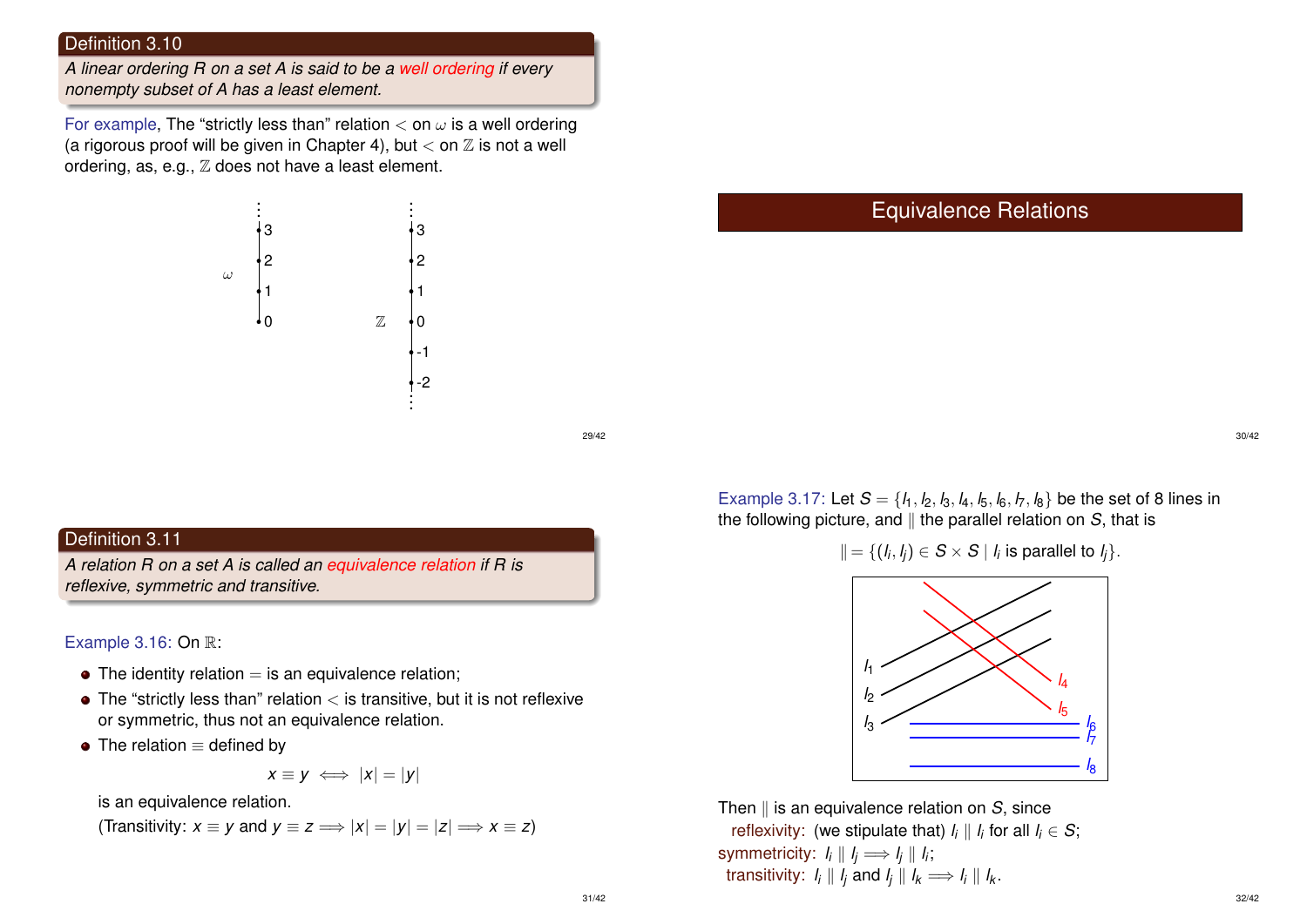**Definition 3.10**

*A linear ordering R on a set A is said to be a well ordering if every nonempty subset of A has a least element.*

For example, The "strictly less than" relation $<$ on $\omega$ is a well ordering (a rigorous proof will be given in Chapter 4), but $<$ on $\mathbb{Z}$ is not a well ordering, as, e.g., $\mathbb{Z}$ does not have a least element.

## Equivalence Relations

**Definition 3.11**

*A relation R on a set A is called an equivalence relation if R is reflexive, symmetric and transitive.*

Example 3.16: On $\mathbb{R}$:

- The identity relation $=$ is an equivalence relation;
- The "strictly less than" relation $<$ is transitive, but it is not reflexive or symmetric, thus not an equivalence relation.
- The relation $\equiv$ defined by

$$x \equiv y \iff |x| = |y|$$

is an equivalence relation.
(Transitivity: $x \equiv y$ and $y \equiv z \Longrightarrow |x| = |y| = |z| \Longrightarrow x \equiv z$)

Example 3.17: Let $S = \{l_1, l_2, l_3, l_4, l_5, l_6, l_7, l_8\}$ be the set of 8 lines in the following picture, and $\|$ the parallel relation on $S$, that is

$$\| = \{(l_i, l_j) \in S \times S \mid l_i \text{ is parallel to } l_j\}.$$

Then $\|$ is an equivalence relation on $S$, since
reflexivity: (we stipulate that) $l_i \parallel l_i$ for all $l_i \in S$;
symmetricity: $l_i \parallel l_j \Longrightarrow l_j \parallel l_i$;
transitivity: $l_i \parallel l_j$ and $l_j \parallel l_k \Longrightarrow l_i \parallel l_k$.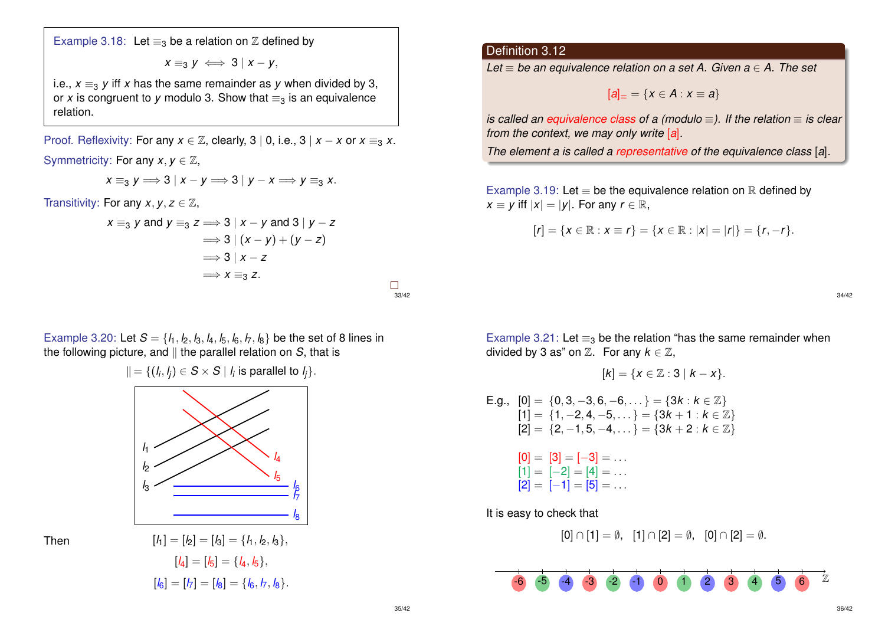**Example 3.18:** Let $\equiv_3$ be a relation on $\mathbb{Z}$ defined by

$$x \equiv_3 y \iff 3 \mid x - y,$$

i.e., $x \equiv_3 y$ iff $x$ has the same remainder as $y$ when divided by 3, or $x$ is congruent to $y$ modulo 3. Show that $\equiv_3$ is an equivalence relation.

*Proof.* Reflexivity: For any $x \in \mathbb{Z}$, clearly, $3 \mid 0$, i.e., $3 \mid x - x$ or $x \equiv_3 x$.

Symmetricity: For any $x, y \in \mathbb{Z}$,

$$x \equiv_3 y \Longrightarrow 3 \mid x - y \Longrightarrow 3 \mid y - x \Longrightarrow y \equiv_3 x.$$

Transitivity: For any $x, y, z \in \mathbb{Z}$,

$$\begin{aligned} x \equiv_3 y \text{ and } y \equiv_3 z &\Longrightarrow 3 \mid x - y \text{ and } 3 \mid y - z \\ &\Longrightarrow 3 \mid (x - y) + (y - z) \\ &\Longrightarrow 3 \mid x - z \\ &\Longrightarrow x \equiv_3 z. \end{aligned}$$

□

**Definition 3.12**

*Let $\equiv$ be an equivalence relation on a set $A$. Given $a \in A$. The set*

$$[a]_\equiv = \{x \in A : x \equiv a\}$$

*is called an equivalence class of $a$ (modulo $\equiv$). If the relation $\equiv$ is clear from the context, we may only write $[a]$.*

*The element $a$ is called a representative of the equivalence class $[a]$.*

**Example 3.19:** Let $\equiv$ be the equivalence relation on $\mathbb{R}$ defined by $x \equiv y$ iff $|x| = |y|$. For any $r \in \mathbb{R}$,

$$[r] = \{x \in \mathbb{R} : x \equiv r\} = \{x \in \mathbb{R} : |x| = |r|\} = \{r, -r\}.$$

**Example 3.20:** Let $S = \{l_1, l_2, l_3, l_4, l_5, l_6, l_7, l_8\}$ be the set of 8 lines in the following picture, and $\parallel$ the parallel relation on $S$, that is

$$\parallel = \{(l_i, l_j) \in S \times S \mid l_i \text{ is parallel to } l_j\}.$$

Then

$$[l_1] = [l_2] = [l_3] = \{l_1, l_2, l_3\},$$

$$[l_4] = [l_5] = \{l_4, l_5\},$$

$$[l_6] = [l_7] = [l_8] = \{l_6, l_7, l_8\}.$$

**Example 3.21:** Let $\equiv_3$ be the relation "has the same remainder when divided by 3 as" on $\mathbb{Z}$. For any $k \in \mathbb{Z}$,

$$[k] = \{x \in \mathbb{Z} : 3 \mid k - x\}.$$

E.g.,

$$\begin{aligned} [0] &= \{0, 3, -3, 6, -6, \dots\} = \{3k : k \in \mathbb{Z}\} \\ [1] &= \{1, -2, 4, -5, \dots\} = \{3k + 1 : k \in \mathbb{Z}\} \\ [2] &= \{2, -1, 5, -4, \dots\} = \{3k + 2 : k \in \mathbb{Z}\} \end{aligned}$$

$$[0] = [3] = [-3] = \dots$$
$$[1] = [-2] = [4] = \dots$$
$$[2] = [-1] = [5] = \dots$$

It is easy to check that

$$[0] \cap [1] = \emptyset, \quad [1] \cap [2] = \emptyset, \quad [0] \cap [2] = \emptyset.$$

-6 -5 -4 -3 -2 -1 0 1 2 3 4 5 6 $\mathbb{Z}$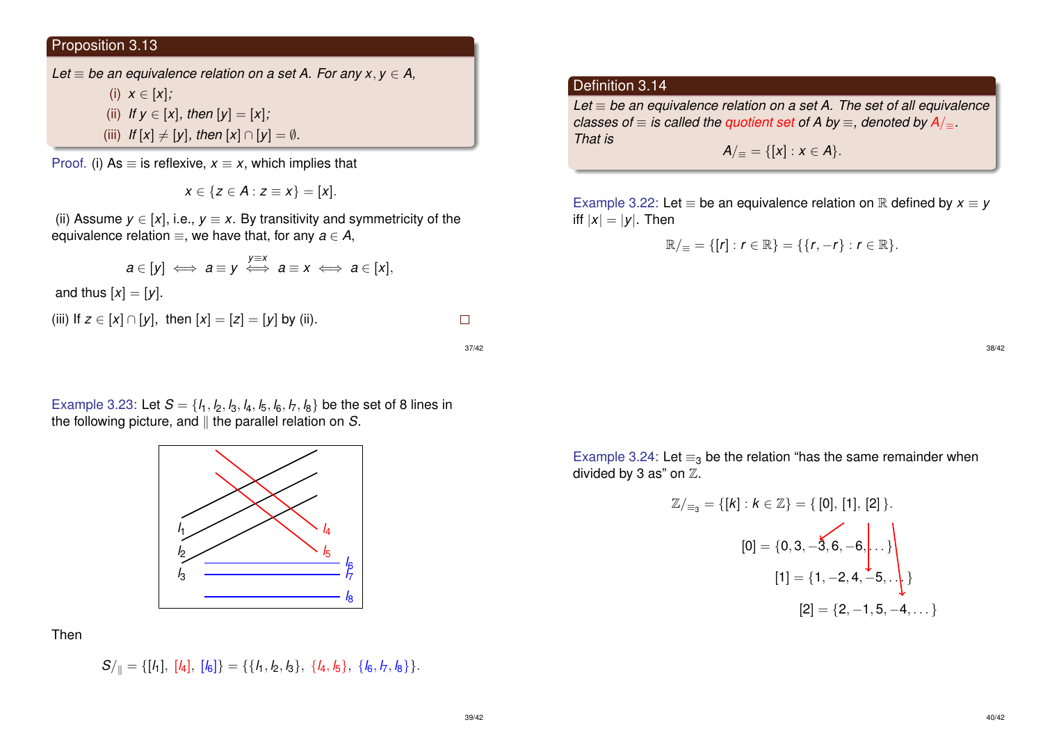## Proposition 3.13

*Let $\equiv$ be an equivalence relation on a set $A$. For any $x, y \in A$,*

- (i) $x \in [x]$;
- (ii) If $y \in [x]$, then $[y] = [x]$;
- (iii) If $[x] \neq [y]$, then $[x] \cap [y] = \emptyset$.

Proof. (i) As $\equiv$ is reflexive, $x \equiv x$, which implies that

$$x \in \{z \in A : z \equiv x\} = [x].$$

(ii) Assume $y \in [x]$, i.e., $y \equiv x$. By transitivity and symmetricity of the equivalence relation $\equiv$, we have that, for any $a \in A$,

$$a \in [y] \iff a \equiv y \overset{y \equiv x}{\iff} a \equiv x \iff a \in [x],$$

and thus $[x] = [y]$.

(iii) If $z \in [x] \cap [y]$, then $[x] = [z] = [y]$ by (ii). □

## Definition 3.14

*Let $\equiv$ be an equivalence relation on a set $A$. The set of all equivalence classes of $\equiv$ is called the **quotient set** of $A$ by $\equiv$, denoted by $A/_{\equiv}$. That is*

$$A/_{\equiv} = \{[x] : x \in A\}.$$

Example 3.22: Let $\equiv$ be an equivalence relation on $\mathbb{R}$ defined by $x \equiv y$ iff $|x| = |y|$. Then

$$\mathbb{R}/_{\equiv} = \{[r] : r \in \mathbb{R}\} = \{\{r, -r\} : r \in \mathbb{R}\}.$$

Example 3.23: Let $S = \{l_1, l_2, l_3, l_4, l_5, l_6, l_7, l_8\}$ be the set of 8 lines in the following picture, and $\parallel$ the parallel relation on $S$.

Then

$$S/_{\parallel} = \{[l_1], [l_4], [l_6]\} = \{\{l_1, l_2, l_3\}, \{l_4, l_5\}, \{l_6, l_7, l_8\}\}.$$

Example 3.24: Let $\equiv_3$ be the relation "has the same remainder when divided by 3 as" on $\mathbb{Z}$.

$$\mathbb{Z}/_{\equiv_3} = \{[k] : k \in \mathbb{Z}\} = \{[0], [1], [2]\}.$$

$$[0] = \{0, 3, -3, 6, -6, \dots\}$$

$$[1] = \{1, -2, 4, -5, \dots\}$$

$$[2] = \{2, -1, 5, -4, \dots\}$$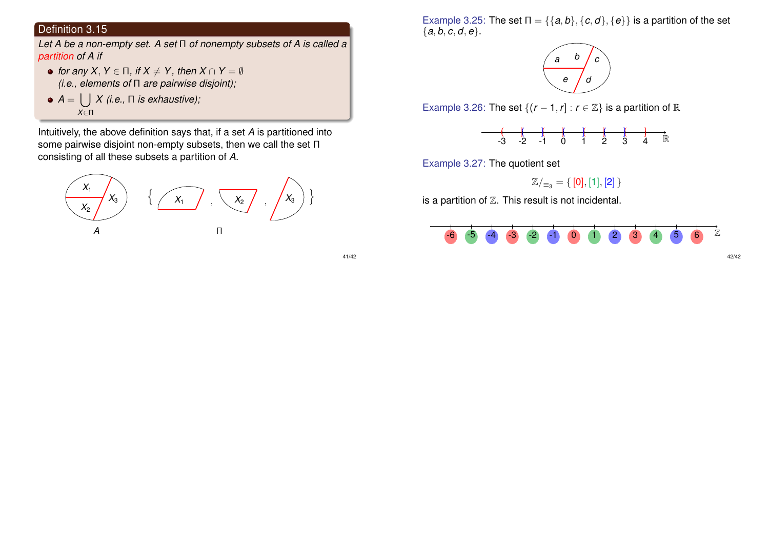## Definition 3.15

*Let $A$ be a non-empty set. A set $\Pi$ of nonempty subsets of $A$ is called a* ***partition*** *of $A$ if*

- *for any $X, Y \in \Pi$, if $X \neq Y$, then $X \cap Y = \emptyset$ (i.e., elements of $\Pi$ are pairwise disjoint);*
- *$A = \bigcup_{X \in \Pi} X$ (i.e., $\Pi$ is exhaustive);*

Intuitively, the above definition says that, if a set $A$ is partitioned into some pairwise disjoint non-empty subsets, then we call the set $\Pi$ consisting of all these subsets a partition of $A$.

$X_1$ $X_3$ $X_2$

$A$

$\{$ $X_1$ , $X_2$ , $X_3$ $\}$

$\Pi$

Example 3.25: The set $\Pi = \{\{a, b\}, \{c, d\}, \{e\}\}$ is a partition of the set $\{a, b, c, d, e\}$.

a b c e d

Example 3.26: The set $\{(r-1, r] : r \in \mathbb{Z}\}$ is a partition of $\mathbb{R}$

-3 -2 -1 0 1 2 3 4 $\mathbb{R}$

Example 3.27: The quotient set

$$\mathbb{Z}/_{\equiv_3} = \{\,[0], [1], [2]\,\}$$

is a partition of $\mathbb{Z}$. This result is not incidental.

-6 -5 -4 -3 -2 -1 0 1 2 3 4 5 6 $\mathbb{Z}$